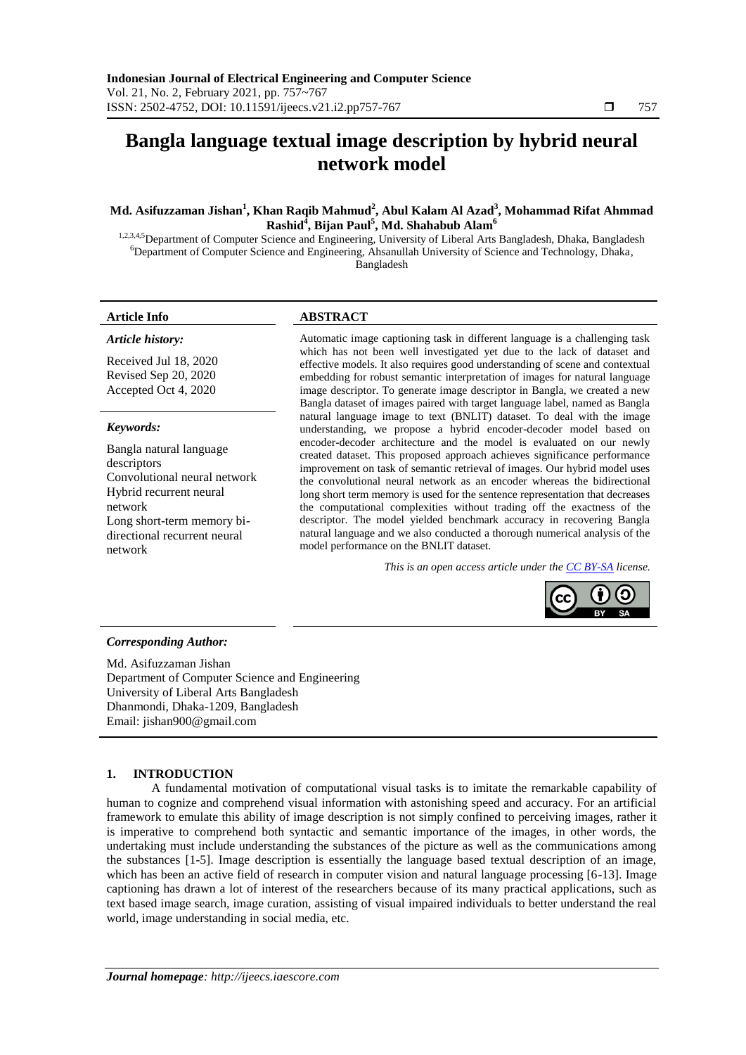# Bangla language textual image description by hybrid neural network model

**Md. Asifuzzaman Jishan[1], Khan Raqib Mahmud[2], Abul Kalam Al Azad[3], Mohammad Rifat Ahmmad Rashid[4], Bijan Paul[5], Md. Shahabub Alam[6]**

[1,2,3,4,5]Department of Computer Science and Engineering, University of Liberal Arts Bangladesh, Dhaka, Bangladesh
[6]Department of Computer Science and Engineering, Ahsanullah University of Science and Technology, Dhaka, Bangladesh

## Article Info

***Article history:***

Received Jul 18, 2020
Revised Sep 20, 2020
Accepted Oct 4, 2020

***Keywords:***

Bangla natural language descriptors
Convolutional neural network
Hybrid recurrent neural network
Long short-term memory bi-directional recurrent neural network

## ABSTRACT

Automatic image captioning task in different language is a challenging task which has not been well investigated yet due to the lack of dataset and effective models. It also requires good understanding of scene and contextual embedding for robust semantic interpretation of images for natural language image descriptor. To generate image descriptor in Bangla, we created a new Bangla dataset of images paired with target language label, named as Bangla natural language image to text (BNLIT) dataset. To deal with the image understanding, we propose a hybrid encoder-decoder model based on encoder-decoder architecture and the model is evaluated on our newly created dataset. This proposed approach achieves significance performance improvement on task of semantic retrieval of images. Our hybrid model uses the convolutional neural network as an encoder whereas the bidirectional long short term memory is used for the sentence representation that decreases the computational complexities without trading off the exactness of the descriptor. The model yielded benchmark accuracy in recovering Bangla natural language and we also conducted a thorough numerical analysis of the model performance on the BNLIT dataset.

*This is an open access article under the CC BY-SA license.*

***Corresponding Author:***

Md. Asifuzzaman Jishan
Department of Computer Science and Engineering
University of Liberal Arts Bangladesh
Dhanmondi, Dhaka-1209, Bangladesh
Email: jishan900@gmail.com

## 1. INTRODUCTION

A fundamental motivation of computational visual tasks is to imitate the remarkable capability of human to cognize and comprehend visual information with astonishing speed and accuracy. For an artificial framework to emulate this ability of image description is not simply confined to perceiving images, rather it is imperative to comprehend both syntactic and semantic importance of the images, in other words, the undertaking must include understanding the substances of the picture as well as the communications among the substances [1-5]. Image description is essentially the language based textual description of an image, which has been an active field of research in computer vision and natural language processing [6-13]. Image captioning has drawn a lot of interest of the researchers because of its many practical applications, such as text based image search, image curation, assisting of visual impaired individuals to better understand the real world, image understanding in social media, etc.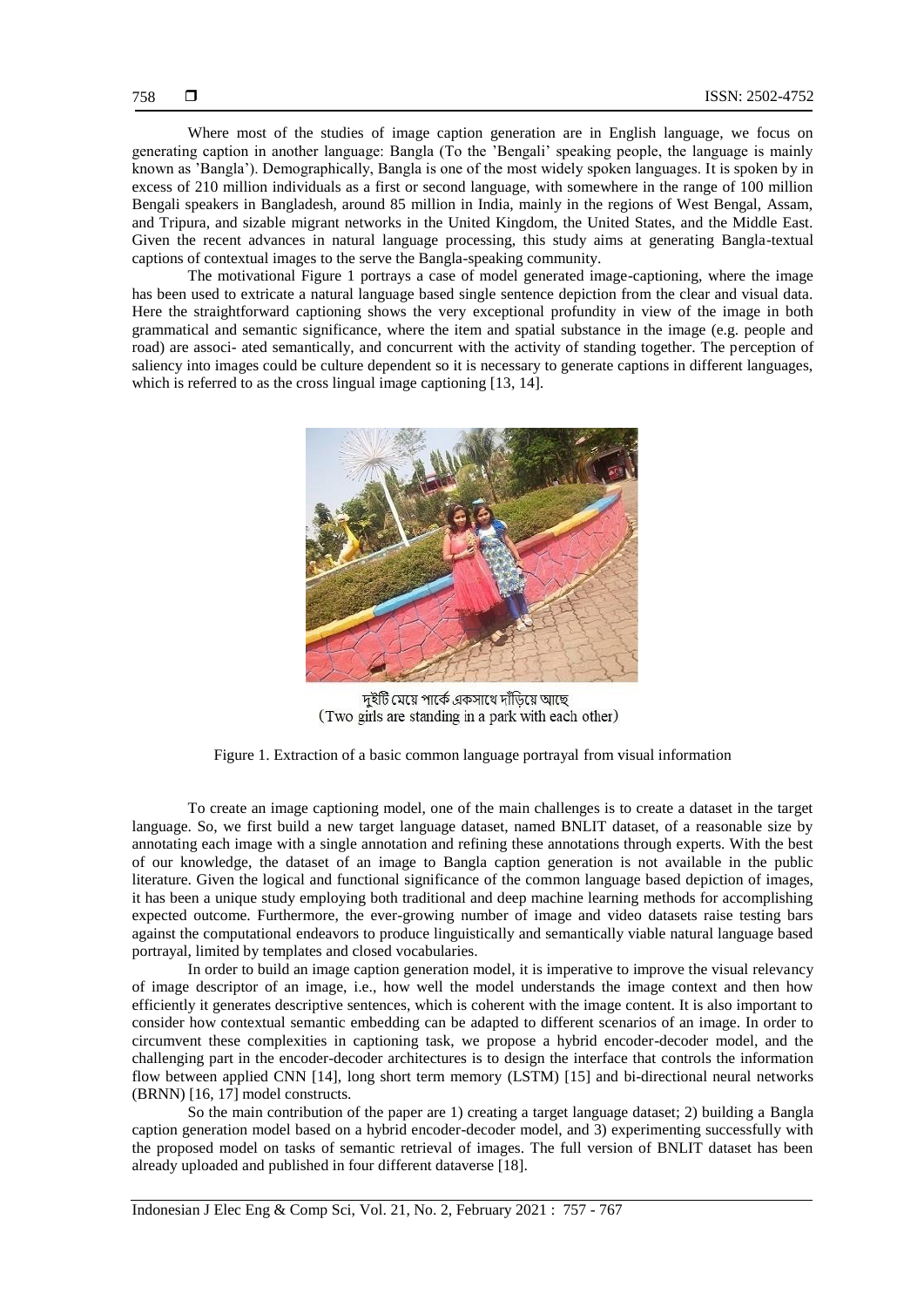Where most of the studies of image caption generation are in English language, we focus on generating caption in another language: Bangla (To the 'Bengali' speaking people, the language is mainly known as 'Bangla'). Demographically, Bangla is one of the most widely spoken languages. It is spoken by in excess of 210 million individuals as a first or second language, with somewhere in the range of 100 million Bengali speakers in Bangladesh, around 85 million in India, mainly in the regions of West Bengal, Assam, and Tripura, and sizable migrant networks in the United Kingdom, the United States, and the Middle East. Given the recent advances in natural language processing, this study aims at generating Bangla-textual captions of contextual images to the serve the Bangla-speaking community.

The motivational Figure 1 portrays a case of model generated image-captioning, where the image has been used to extricate a natural language based single sentence depiction from the clear and visual data. Here the straightforward captioning shows the very exceptional profundity in view of the image in both grammatical and semantic significance, where the item and spatial substance in the image (e.g. people and road) are associ- ated semantically, and concurrent with the activity of standing together. The perception of saliency into images could be culture dependent so it is necessary to generate captions in different languages, which is referred to as the cross lingual image captioning [13, 14].

দুইটি মেয়ে পার্কে একসাথে দাঁড়িয়ে আছে
(Two girls are standing in a park with each other)

Figure 1. Extraction of a basic common language portrayal from visual information

To create an image captioning model, one of the main challenges is to create a dataset in the target language. So, we first build a new target language dataset, named BNLIT dataset, of a reasonable size by annotating each image with a single annotation and refining these annotations through experts. With the best of our knowledge, the dataset of an image to Bangla caption generation is not available in the public literature. Given the logical and functional significance of the common language based depiction of images, it has been a unique study employing both traditional and deep machine learning methods for accomplishing expected outcome. Furthermore, the ever-growing number of image and video datasets raise testing bars against the computational endeavors to produce linguistically and semantically viable natural language based portrayal, limited by templates and closed vocabularies.

In order to build an image caption generation model, it is imperative to improve the visual relevancy of image descriptor of an image, i.e., how well the model understands the image context and then how efficiently it generates descriptive sentences, which is coherent with the image content. It is also important to consider how contextual semantic embedding can be adapted to different scenarios of an image. In order to circumvent these complexities in captioning task, we propose a hybrid encoder-decoder model, and the challenging part in the encoder-decoder architectures is to design the interface that controls the information flow between applied CNN [14], long short term memory (LSTM) [15] and bi-directional neural networks (BRNN) [16, 17] model constructs.

So the main contribution of the paper are 1) creating a target language dataset; 2) building a Bangla caption generation model based on a hybrid encoder-decoder model, and 3) experimenting successfully with the proposed model on tasks of semantic retrieval of images. The full version of BNLIT dataset has been already uploaded and published in four different dataverse [18].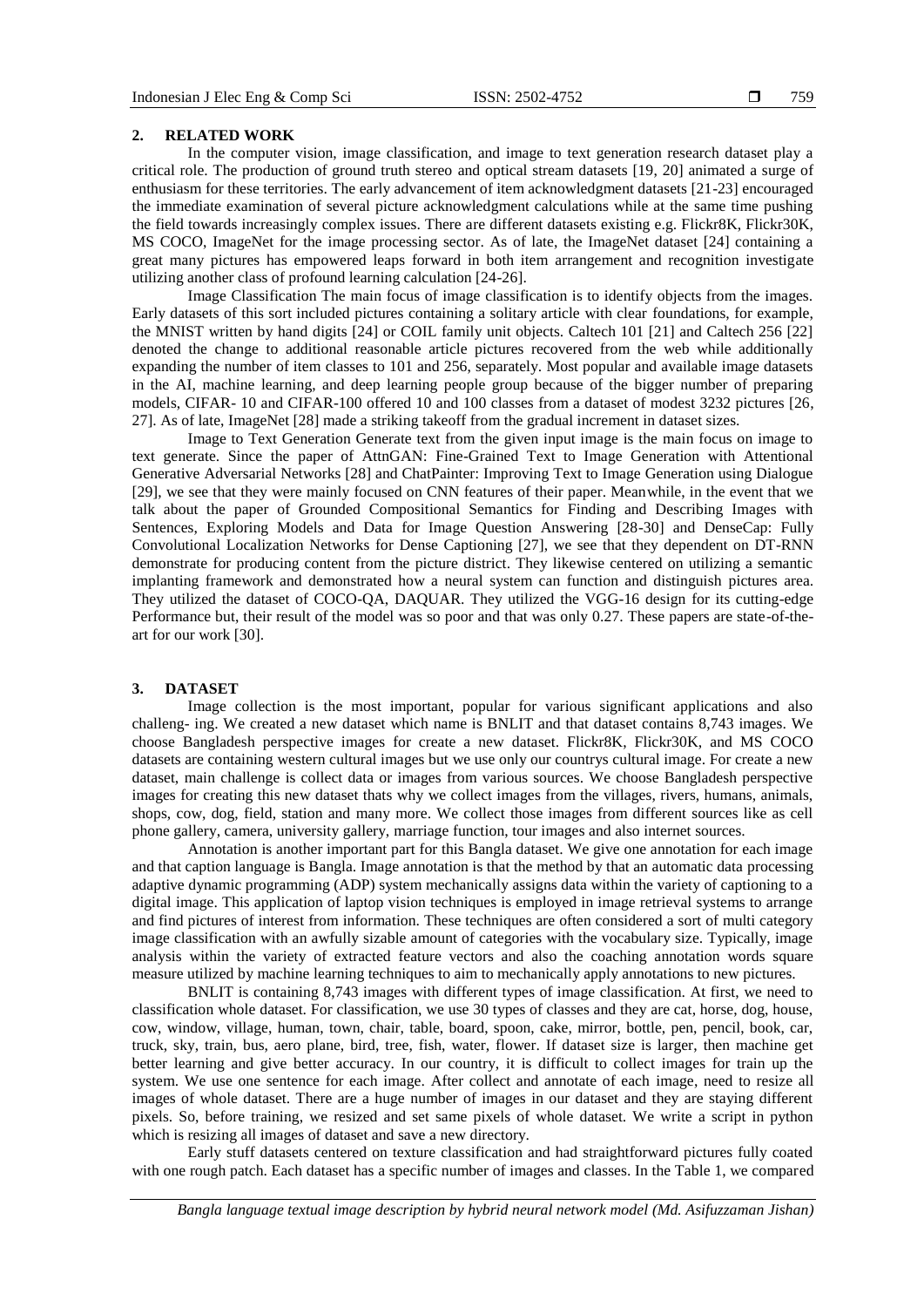## 2. RELATED WORK

In the computer vision, image classification, and image to text generation research dataset play a critical role. The production of ground truth stereo and optical stream datasets [19, 20] animated a surge of enthusiasm for these territories. The early advancement of item acknowledgment datasets [21-23] encouraged the immediate examination of several picture acknowledgment calculations while at the same time pushing the field towards increasingly complex issues. There are different datasets existing e.g. Flickr8K, Flickr30K, MS COCO, ImageNet for the image processing sector. As of late, the ImageNet dataset [24] containing a great many pictures has empowered leaps forward in both item arrangement and recognition investigate utilizing another class of profound learning calculation [24-26].

Image Classification The main focus of image classification is to identify objects from the images. Early datasets of this sort included pictures containing a solitary article with clear foundations, for example, the MNIST written by hand digits [24] or COIL family unit objects. Caltech 101 [21] and Caltech 256 [22] denoted the change to additional reasonable article pictures recovered from the web while additionally expanding the number of item classes to 101 and 256, separately. Most popular and available image datasets in the AI, machine learning, and deep learning people group because of the bigger number of preparing models, CIFAR- 10 and CIFAR-100 offered 10 and 100 classes from a dataset of modest 3232 pictures [26, 27]. As of late, ImageNet [28] made a striking takeoff from the gradual increment in dataset sizes.

Image to Text Generation Generate text from the given input image is the main focus on image to text generate. Since the paper of AttnGAN: Fine-Grained Text to Image Generation with Attentional Generative Adversarial Networks [28] and ChatPainter: Improving Text to Image Generation using Dialogue [29], we see that they were mainly focused on CNN features of their paper. Meanwhile, in the event that we talk about the paper of Grounded Compositional Semantics for Finding and Describing Images with Sentences, Exploring Models and Data for Image Question Answering [28-30] and DenseCap: Fully Convolutional Localization Networks for Dense Captioning [27], we see that they dependent on DT-RNN demonstrate for producing content from the picture district. They likewise centered on utilizing a semantic implanting framework and demonstrated how a neural system can function and distinguish pictures area. They utilized the dataset of COCO-QA, DAQUAR. They utilized the VGG-16 design for its cutting-edge Performance but, their result of the model was so poor and that was only 0.27. These papers are state-of-the-art for our work [30].

## 3. DATASET

Image collection is the most important, popular for various significant applications and also challeng- ing. We created a new dataset which name is BNLIT and that dataset contains 8,743 images. We choose Bangladesh perspective images for create a new dataset. Flickr8K, Flickr30K, and MS COCO datasets are containing western cultural images but we use only our countrys cultural image. For create a new dataset, main challenge is collect data or images from various sources. We choose Bangladesh perspective images for creating this new dataset thats why we collect images from the villages, rivers, humans, animals, shops, cow, dog, field, station and many more. We collect those images from different sources like as cell phone gallery, camera, university gallery, marriage function, tour images and also internet sources.

Annotation is another important part for this Bangla dataset. We give one annotation for each image and that caption language is Bangla. Image annotation is that the method by that an automatic data processing adaptive dynamic programming (ADP) system mechanically assigns data within the variety of captioning to a digital image. This application of laptop vision techniques is employed in image retrieval systems to arrange and find pictures of interest from information. These techniques are often considered a sort of multi category image classification with an awfully sizable amount of categories with the vocabulary size. Typically, image analysis within the variety of extracted feature vectors and also the coaching annotation words square measure utilized by machine learning techniques to aim to mechanically apply annotations to new pictures.

BNLIT is containing 8,743 images with different types of image classification. At first, we need to classification whole dataset. For classification, we use 30 types of classes and they are cat, horse, dog, house, cow, window, village, human, town, chair, table, board, spoon, cake, mirror, bottle, pen, pencil, book, car, truck, sky, train, bus, aero plane, bird, tree, fish, water, flower. If dataset size is larger, then machine get better learning and give better accuracy. In our country, it is difficult to collect images for train up the system. We use one sentence for each image. After collect and annotate of each image, need to resize all images of whole dataset. There are a huge number of images in our dataset and they are staying different pixels. So, before training, we resized and set same pixels of whole dataset. We write a script in python which is resizing all images of dataset and save a new directory.

Early stuff datasets centered on texture classification and had straightforward pictures fully coated with one rough patch. Each dataset has a specific number of images and classes. In the Table 1, we compared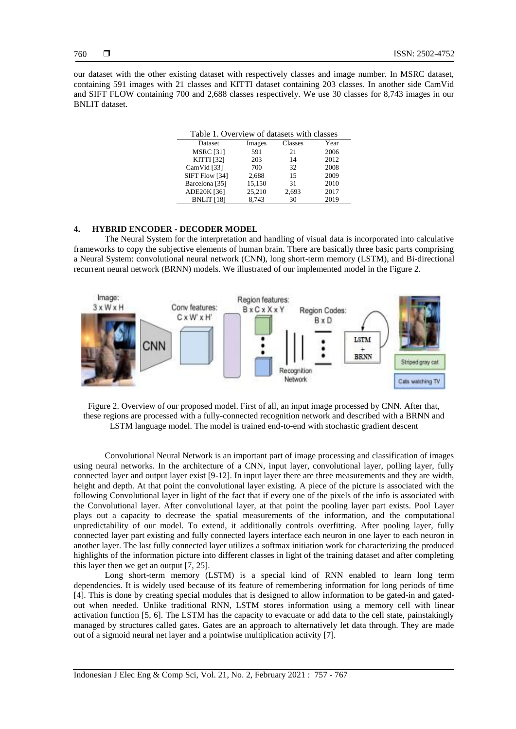our dataset with the other existing dataset with respectively classes and image number. In MSRC dataset, containing 591 images with 21 classes and KITTI dataset containing 203 classes. In another side CamVid and SIFT FLOW containing 700 and 2,688 classes respectively. We use 30 classes for 8,743 images in our BNLIT dataset.

Table 1. Overview of datasets with classes

| Dataset | Images | Classes | Year |
|---|---|---|---|
| MSRC [31] | 591 | 21 | 2006 |
| KITTI [32] | 203 | 14 | 2012 |
| CamVid [33] | 700 | 32 | 2008 |
| SIFT Flow [34] | 2,688 | 15 | 2009 |
| Barcelona [35] | 15,150 | 31 | 2010 |
| ADE20K [36] | 25,210 | 2,693 | 2017 |
| BNLIT [18] | 8,743 | 30 | 2019 |

## 4. HYBRID ENCODER - DECODER MODEL

The Neural System for the interpretation and handling of visual data is incorporated into calculative frameworks to copy the subjective elements of human brain. There are basically three basic parts comprising a Neural System: convolutional neural network (CNN), long short-term memory (LSTM), and Bi-directional recurrent neural network (BRNN) models. We illustrated of our implemented model in the Figure 2.

Figure 2. Overview of our proposed model. First of all, an input image processed by CNN. After that, these regions are processed with a fully-connected recognition network and described with a BRNN and LSTM language model. The model is trained end-to-end with stochastic gradient descent

Convolutional Neural Network is an important part of image processing and classification of images using neural networks. In the architecture of a CNN, input layer, convolutional layer, polling layer, fully connected layer and output layer exist [9-12]. In input layer there are three measurements and they are width, height and depth. At that point the convolutional layer existing. A piece of the picture is associated with the following Convolutional layer in light of the fact that if every one of the pixels of the info is associated with the Convolutional layer. After convolutional layer, at that point the pooling layer part exists. Pool Layer plays out a capacity to decrease the spatial measurements of the information, and the computational unpredictability of our model. To extend, it additionally controls overfitting. After pooling layer, fully connected layer part existing and fully connected layers interface each neuron in one layer to each neuron in another layer. The last fully connected layer utilizes a softmax initiation work for characterizing the produced highlights of the information picture into different classes in light of the training dataset and after completing this layer then we get an output [7, 25].

Long short-term memory (LSTM) is a special kind of RNN enabled to learn long term dependencies. It is widely used because of its feature of remembering information for long periods of time [4]. This is done by creating special modules that is designed to allow information to be gated-in and gated-out when needed. Unlike traditional RNN, LSTM stores information using a memory cell with linear activation function [5, 6]. The LSTM has the capacity to evacuate or add data to the cell state, painstakingly managed by structures called gates. Gates are an approach to alternatively let data through. They are made out of a sigmoid neural net layer and a pointwise multiplication activity [7].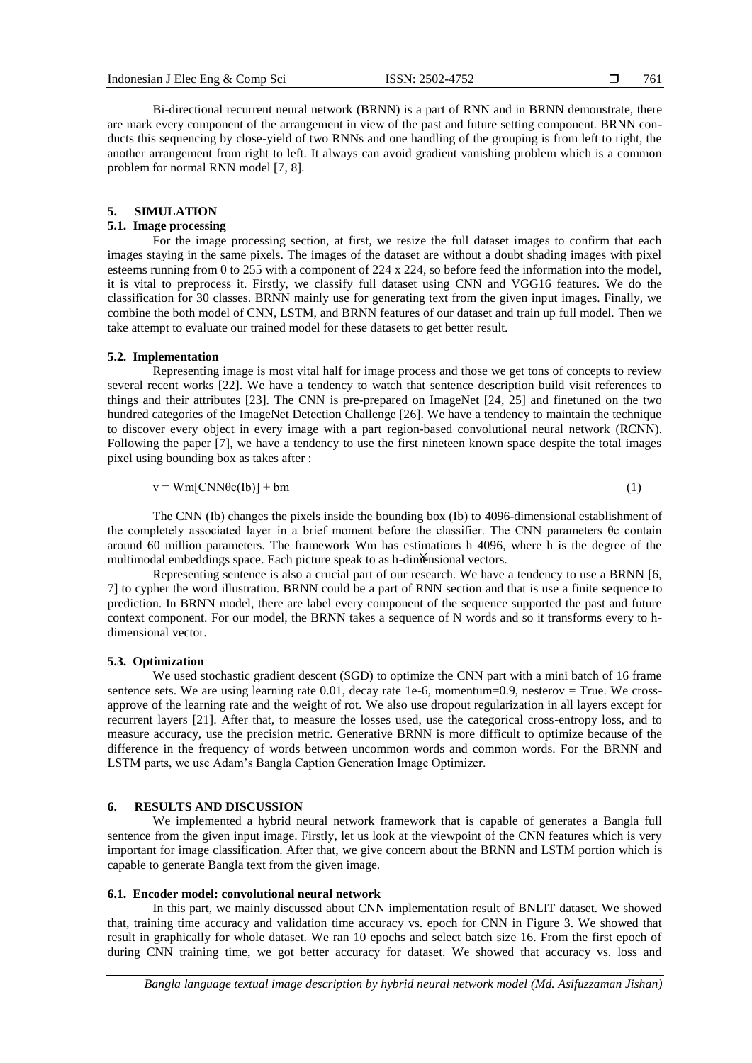Bi-directional recurrent neural network (BRNN) is a part of RNN and in BRNN demonstrate, there are mark every component of the arrangement in view of the past and future setting component. BRNN conducts this sequencing by close-yield of two RNNs and one handling of the grouping is from left to right, the another arrangement from right to left. It always can avoid gradient vanishing problem which is a common problem for normal RNN model [7, 8].

## 5. SIMULATION

### 5.1. Image processing

For the image processing section, at first, we resize the full dataset images to confirm that each images staying in the same pixels. The images of the dataset are without a doubt shading images with pixel esteems running from 0 to 255 with a component of 224 x 224, so before feed the information into the model, it is vital to preprocess it. Firstly, we classify full dataset using CNN and VGG16 features. We do the classification for 30 classes. BRNN mainly use for generating text from the given input images. Finally, we combine the both model of CNN, LSTM, and BRNN features of our dataset and train up full model. Then we take attempt to evaluate our trained model for these datasets to get better result.

### 5.2. Implementation

Representing image is most vital half for image process and those we get tons of concepts to review several recent works [22]. We have a tendency to watch that sentence description build visit references to things and their attributes [23]. The CNN is pre-prepared on ImageNet [24, 25] and finetuned on the two hundred categories of the ImageNet Detection Challenge [26]. We have a tendency to maintain the technique to discover every object in every image with a part region-based convolutional neural network (RCNN). Following the paper [7], we have a tendency to use the first nineteen known space despite the total images pixel using bounding box as takes after :

$$v = Wm[CNN\theta c(Ib)] + bm \tag{1}$$

The CNN (Ib) changes the pixels inside the bounding box (Ib) to 4096-dimensional establishment of the completely associated layer in a brief moment before the classifier. The CNN parameters θc contain around 60 million parameters. The framework Wm has estimations h 4096, where h is the degree of the multimodal embeddings space. Each picture speak to as h-dimensional vectors.

Representing sentence is also a crucial part of our research. We have a tendency to use a BRNN [6, 7] to cypher the word illustration. BRNN could be a part of RNN section and that is use a finite sequence to prediction. In BRNN model, there are label every component of the sequence supported the past and future context component. For our model, the BRNN takes a sequence of N words and so it transforms every to h-dimensional vector.

### 5.3. Optimization

We used stochastic gradient descent (SGD) to optimize the CNN part with a mini batch of 16 frame sentence sets. We are using learning rate 0.01, decay rate 1e-6, momentum=0.9, nesterov = True. We cross-approve of the learning rate and the weight of rot. We also use dropout regularization in all layers except for recurrent layers [21]. After that, to measure the losses used, use the categorical cross-entropy loss, and to measure accuracy, use the precision metric. Generative BRNN is more difficult to optimize because of the difference in the frequency of words between uncommon words and common words. For the BRNN and LSTM parts, we use Adam's Bangla Caption Generation Image Optimizer.

## 6. RESULTS AND DISCUSSION

We implemented a hybrid neural network framework that is capable of generates a Bangla full sentence from the given input image. Firstly, let us look at the viewpoint of the CNN features which is very important for image classification. After that, we give concern about the BRNN and LSTM portion which is capable to generate Bangla text from the given image.

### 6.1. Encoder model: convolutional neural network

In this part, we mainly discussed about CNN implementation result of BNLIT dataset. We showed that, training time accuracy and validation time accuracy vs. epoch for CNN in Figure 3. We showed that result in graphically for whole dataset. We ran 10 epochs and select batch size 16. From the first epoch of during CNN training time, we got better accuracy for dataset. We showed that accuracy vs. loss and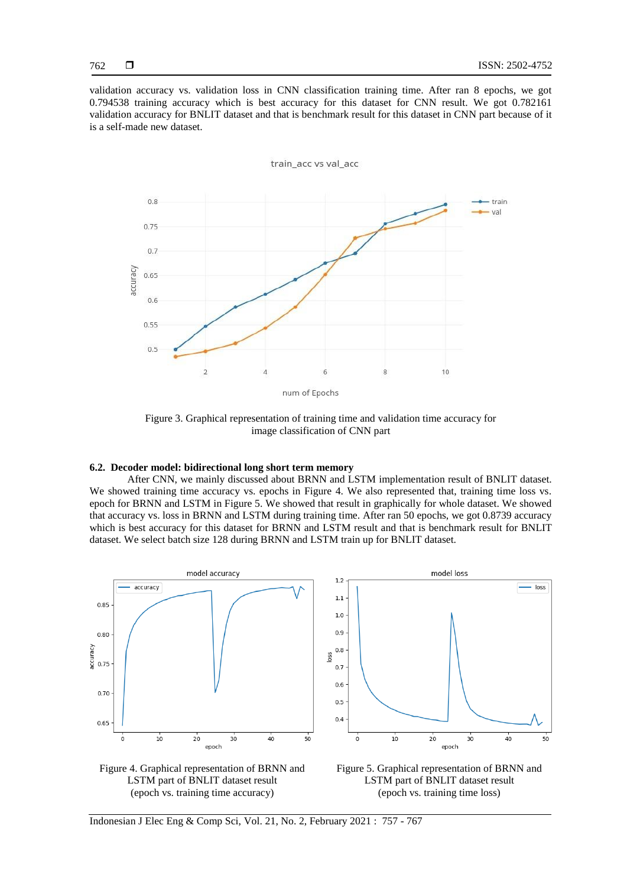validation accuracy vs. validation loss in CNN classification training time. After ran 8 epochs, we got 0.794538 training accuracy which is best accuracy for this dataset for CNN result. We got 0.782161 validation accuracy for BNLIT dataset and that is benchmark result for this dataset in CNN part because of it is a self-made new dataset.

Figure 3. Graphical representation of training time and validation time accuracy for image classification of CNN part

### 6.2. Decoder model: bidirectional long short term memory

After CNN, we mainly discussed about BRNN and LSTM implementation result of BNLIT dataset. We showed training time accuracy vs. epochs in Figure 4. We also represented that, training time loss vs. epoch for BRNN and LSTM in Figure 5. We showed that result in graphically for whole dataset. We showed that accuracy vs. loss in BRNN and LSTM during training time. After ran 50 epochs, we got 0.8739 accuracy which is best accuracy for this dataset for BRNN and LSTM result and that is benchmark result for BNLIT dataset. We select batch size 128 during BRNN and LSTM train up for BNLIT dataset.

Figure 4. Graphical representation of BRNN and LSTM part of BNLIT dataset result (epoch vs. training time accuracy)

Figure 5. Graphical representation of BRNN and LSTM part of BNLIT dataset result (epoch vs. training time loss)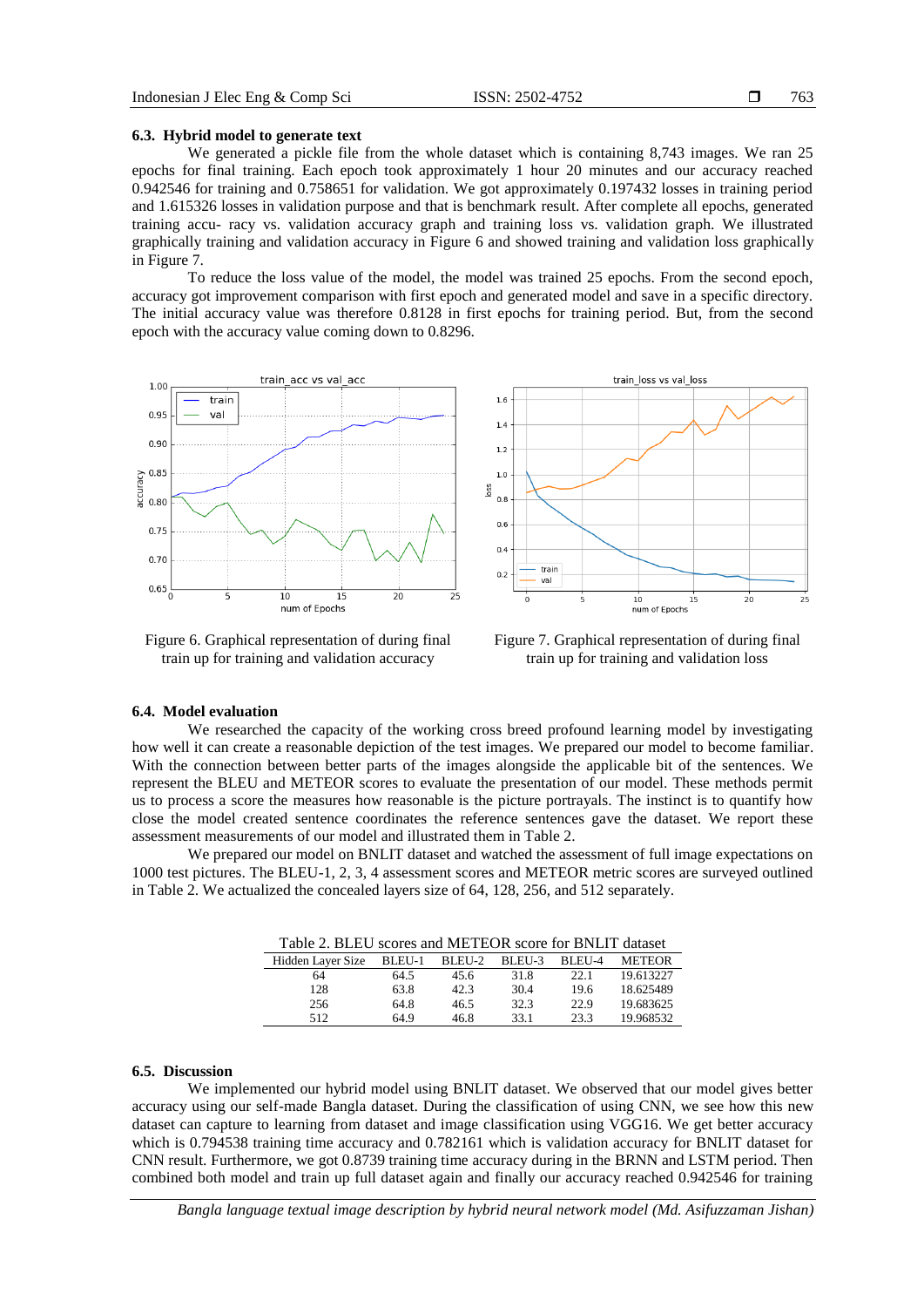### 6.3. Hybrid model to generate text

We generated a pickle file from the whole dataset which is containing 8,743 images. We ran 25 epochs for final training. Each epoch took approximately 1 hour 20 minutes and our accuracy reached 0.942546 for training and 0.758651 for validation. We got approximately 0.197432 losses in training period and 1.615326 losses in validation purpose and that is benchmark result. After complete all epochs, generated training accu- racy vs. validation accuracy graph and training loss vs. validation graph. We illustrated graphically training and validation accuracy in Figure 6 and showed training and validation loss graphically in Figure 7.

To reduce the loss value of the model, the model was trained 25 epochs. From the second epoch, accuracy got improvement comparison with first epoch and generated model and save in a specific directory. The initial accuracy value was therefore 0.8128 in first epochs for training period. But, from the second epoch with the accuracy value coming down to 0.8296.

Figure 6. Graphical representation of during final train up for training and validation accuracy

Figure 7. Graphical representation of during final train up for training and validation loss

### 6.4. Model evaluation

We researched the capacity of the working cross breed profound learning model by investigating how well it can create a reasonable depiction of the test images. We prepared our model to become familiar. With the connection between better parts of the images alongside the applicable bit of the sentences. We represent the BLEU and METEOR scores to evaluate the presentation of our model. These methods permit us to process a score the measures how reasonable is the picture portrayals. The instinct is to quantify how close the model created sentence coordinates the reference sentences gave the dataset. We report these assessment measurements of our model and illustrated them in Table 2.

We prepared our model on BNLIT dataset and watched the assessment of full image expectations on 1000 test pictures. The BLEU-1, 2, 3, 4 assessment scores and METEOR metric scores are surveyed outlined in Table 2. We actualized the concealed layers size of 64, 128, 256, and 512 separately.

Table 2. BLEU scores and METEOR score for BNLIT dataset

| Hidden Layer Size | BLEU-1 | BLEU-2 | BLEU-3 | BLEU-4 | METEOR |
|---|---|---|---|---|---|
| 64 | 64.5 | 45.6 | 31.8 | 22.1 | 19.613227 |
| 128 | 63.8 | 42.3 | 30.4 | 19.6 | 18.625489 |
| 256 | 64.8 | 46.5 | 32.3 | 22.9 | 19.683625 |
| 512 | 64.9 | 46.8 | 33.1 | 23.3 | 19.968532 |

### 6.5. Discussion

We implemented our hybrid model using BNLIT dataset. We observed that our model gives better accuracy using our self-made Bangla dataset. During the classification of using CNN, we see how this new dataset can capture to learning from dataset and image classification using VGG16. We get better accuracy which is 0.794538 training time accuracy and 0.782161 which is validation accuracy for BNLIT dataset for CNN result. Furthermore, we got 0.8739 training time accuracy during in the BRNN and LSTM period. Then combined both model and train up full dataset again and finally our accuracy reached 0.942546 for training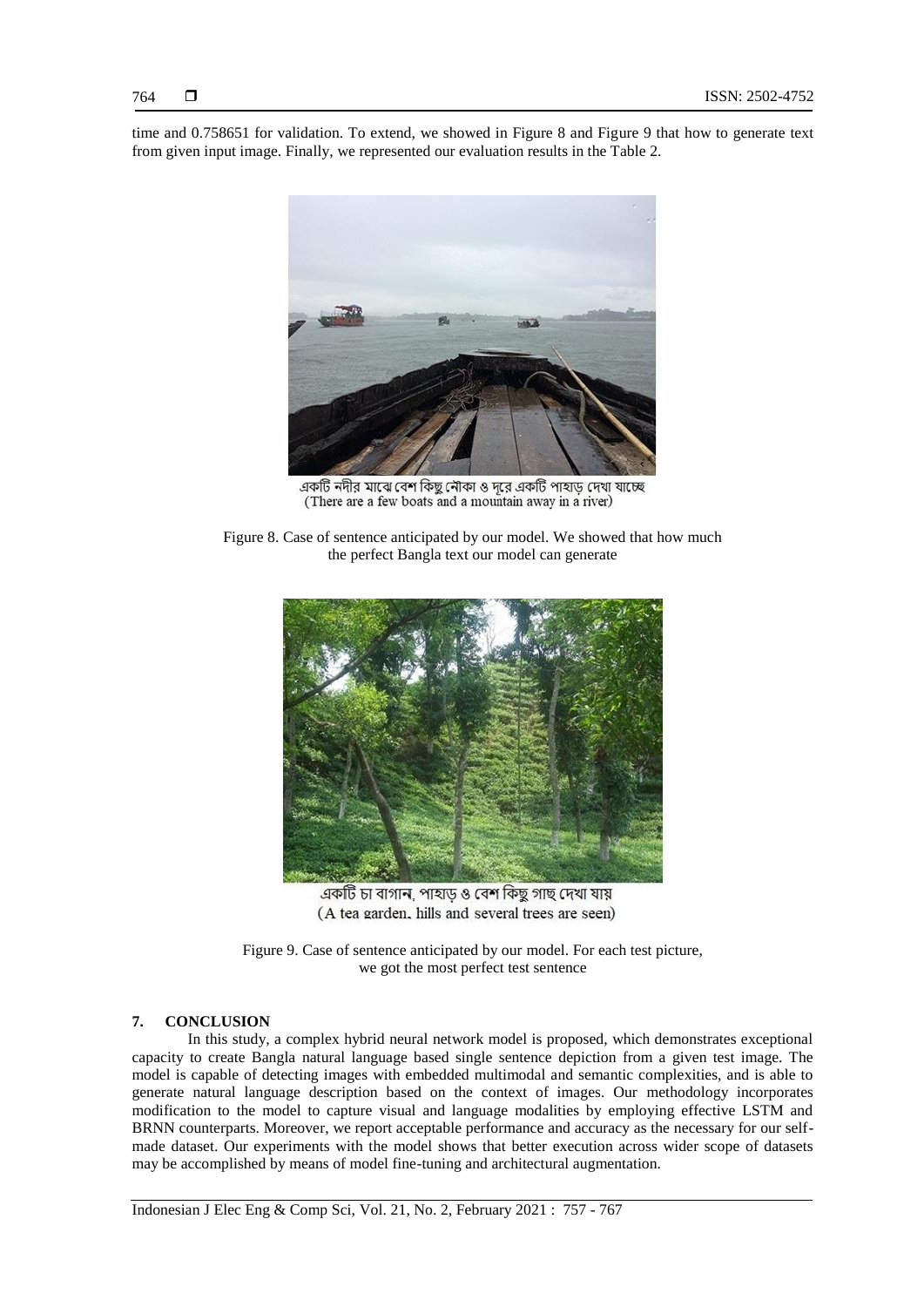time and 0.758651 for validation. To extend, we showed in Figure 8 and Figure 9 that how to generate text from given input image. Finally, we represented our evaluation results in the Table 2.

একটি নদীর মাঝে বেশ কিছু নৌকা ও দূরে একটি পাহাড় দেখা যাচ্ছে
(There are a few boats and a mountain away in a river)

Figure 8. Case of sentence anticipated by our model. We showed that how much the perfect Bangla text our model can generate

একটি চা বাগান, পাহাড় ও বেশ কিছু গাছ দেখা যায়
(A tea garden, hills and several trees are seen)

Figure 9. Case of sentence anticipated by our model. For each test picture, we got the most perfect test sentence

## 7. CONCLUSION

In this study, a complex hybrid neural network model is proposed, which demonstrates exceptional capacity to create Bangla natural language based single sentence depiction from a given test image. The model is capable of detecting images with embedded multimodal and semantic complexities, and is able to generate natural language description based on the context of images. Our methodology incorporates modification to the model to capture visual and language modalities by employing effective LSTM and BRNN counterparts. Moreover, we report acceptable performance and accuracy as the necessary for our self-made dataset. Our experiments with the model shows that better execution across wider scope of datasets may be accomplished by means of model fine-tuning and architectural augmentation.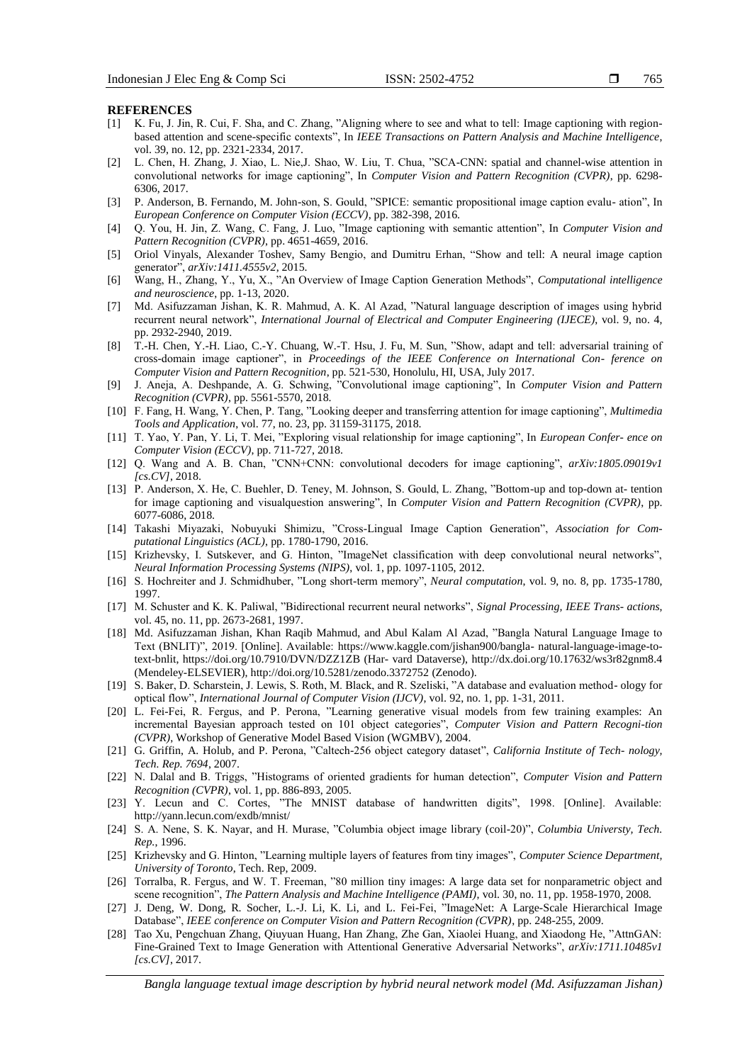**REFERENCES**

[1] K. Fu, J. Jin, R. Cui, F. Sha, and C. Zhang, "Aligning where to see and what to tell: Image captioning with region-based attention and scene-specific contexts", In *IEEE Transactions on Pattern Analysis and Machine Intelligence*, vol. 39, no. 12, pp. 2321-2334, 2017.

[2] L. Chen, H. Zhang, J. Xiao, L. Nie,J. Shao, W. Liu, T. Chua, "SCA-CNN: spatial and channel-wise attention in convolutional networks for image captioning", In *Computer Vision and Pattern Recognition (CVPR)*, pp. 6298-6306, 2017.

[3] P. Anderson, B. Fernando, M. John-son, S. Gould, "SPICE: semantic propositional image caption evalu- ation", In *European Conference on Computer Vision (ECCV)*, pp. 382-398, 2016.

[4] Q. You, H. Jin, Z. Wang, C. Fang, J. Luo, "Image captioning with semantic attention", In *Computer Vision and Pattern Recognition (CVPR)*, pp. 4651-4659, 2016.

[5] Oriol Vinyals, Alexander Toshev, Samy Bengio, and Dumitru Erhan, "Show and tell: A neural image caption generator", *arXiv:1411.4555v2*, 2015.

[6] Wang, H., Zhang, Y., Yu, X., "An Overview of Image Caption Generation Methods", *Computational intelligence and neuroscience*, pp. 1-13, 2020.

[7] Md. Asifuzzaman Jishan, K. R. Mahmud, A. K. Al Azad, "Natural language description of images using hybrid recurrent neural network", *International Journal of Electrical and Computer Engineering (IJECE)*, vol. 9, no. 4, pp. 2932-2940, 2019.

[8] T.-H. Chen, Y.-H. Liao, C.-Y. Chuang, W.-T. Hsu, J. Fu, M. Sun, "Show, adapt and tell: adversarial training of cross-domain image captioner", in *Proceedings of the IEEE Conference on International Con- ference on Computer Vision and Pattern Recognition*, pp. 521-530, Honolulu, HI, USA, July 2017.

[9] J. Aneja, A. Deshpande, A. G. Schwing, "Convolutional image captioning", In *Computer Vision and Pattern Recognition (CVPR)*, pp. 5561-5570, 2018.

[10] F. Fang, H. Wang, Y. Chen, P. Tang, "Looking deeper and transferring attention for image captioning", *Multimedia Tools and Application*, vol. 77, no. 23, pp. 31159-31175, 2018.

[11] T. Yao, Y. Pan, Y. Li, T. Mei, "Exploring visual relationship for image captioning", In *European Confer- ence on Computer Vision (ECCV)*, pp. 711-727, 2018.

[12] Q. Wang and A. B. Chan, "CNN+CNN: convolutional decoders for image captioning", *arXiv:1805.09019v1 [cs.CV]*, 2018.

[13] P. Anderson, X. He, C. Buehler, D. Teney, M. Johnson, S. Gould, L. Zhang, "Bottom-up and top-down at- tention for image captioning and visualquestion answering", In *Computer Vision and Pattern Recognition (CVPR)*, pp. 6077-6086, 2018.

[14] Takashi Miyazaki, Nobuyuki Shimizu, "Cross-Lingual Image Caption Generation", *Association for Com- putational Linguistics (ACL)*, pp. 1780-1790, 2016.

[15] Krizhevsky, I. Sutskever, and G. Hinton, "ImageNet classification with deep convolutional neural networks", *Neural Information Processing Systems (NIPS)*, vol. 1, pp. 1097-1105, 2012.

[16] S. Hochreiter and J. Schmidhuber, "Long short-term memory", *Neural computation*, vol. 9, no. 8, pp. 1735-1780, 1997.

[17] M. Schuster and K. K. Paliwal, "Bidirectional recurrent neural networks", *Signal Processing, IEEE Trans- actions*, vol. 45, no. 11, pp. 2673-2681, 1997.

[18] Md. Asifuzzaman Jishan, Khan Raqib Mahmud, and Abul Kalam Al Azad, "Bangla Natural Language Image to Text (BNLIT)", 2019. [Online]. Available: https://www.kaggle.com/jishan900/bangla- natural-language-image-to-text-bnlit, https://doi.org/10.7910/DVN/DZZ1ZB (Har- vard Dataverse), http://dx.doi.org/10.17632/ws3r82gnm8.4 (Mendeley-ELSEVIER), http://doi.org/10.5281/zenodo.3372752 (Zenodo).

[19] S. Baker, D. Scharstein, J. Lewis, S. Roth, M. Black, and R. Szeliski, "A database and evaluation method- ology for optical flow", *International Journal of Computer Vision (IJCV)*, vol. 92, no. 1, pp. 1-31, 2011.

[20] L. Fei-Fei, R. Fergus, and P. Perona, "Learning generative visual models from few training examples: An incremental Bayesian approach tested on 101 object categories", *Computer Vision and Pattern Recogni-tion (CVPR)*, Workshop of Generative Model Based Vision (WGMBV), 2004.

[21] G. Griffin, A. Holub, and P. Perona, "Caltech-256 object category dataset", *California Institute of Tech- nology, Tech. Rep. 7694*, 2007.

[22] N. Dalal and B. Triggs, "Histograms of oriented gradients for human detection", *Computer Vision and Pattern Recognition (CVPR)*, vol. 1, pp. 886-893, 2005.

[23] Y. Lecun and C. Cortes, "The MNIST database of handwritten digits", 1998. [Online]. Available: http://yann.lecun.com/exdb/mnist/

[24] S. A. Nene, S. K. Nayar, and H. Murase, "Columbia object image library (coil-20)", *Columbia Universty, Tech. Rep.*, 1996.

[25] Krizhevsky and G. Hinton, "Learning multiple layers of features from tiny images", *Computer Science Department, University of Toronto*, Tech. Rep, 2009.

[26] Torralba, R. Fergus, and W. T. Freeman, "80 million tiny images: A large data set for nonparametric object and scene recognition", *The Pattern Analysis and Machine Intelligence (PAMI)*, vol. 30, no. 11, pp. 1958-1970, 2008.

[27] J. Deng, W. Dong, R. Socher, L.-J. Li, K. Li, and L. Fei-Fei, "ImageNet: A Large-Scale Hierarchical Image Database", *IEEE conference on Computer Vision and Pattern Recognition (CVPR)*, pp. 248-255, 2009.

[28] Tao Xu, Pengchuan Zhang, Qiuyuan Huang, Han Zhang, Zhe Gan, Xiaolei Huang, and Xiaodong He, "AttnGAN: Fine-Grained Text to Image Generation with Attentional Generative Adversarial Networks", *arXiv:1711.10485v1 [cs.CV]*, 2017.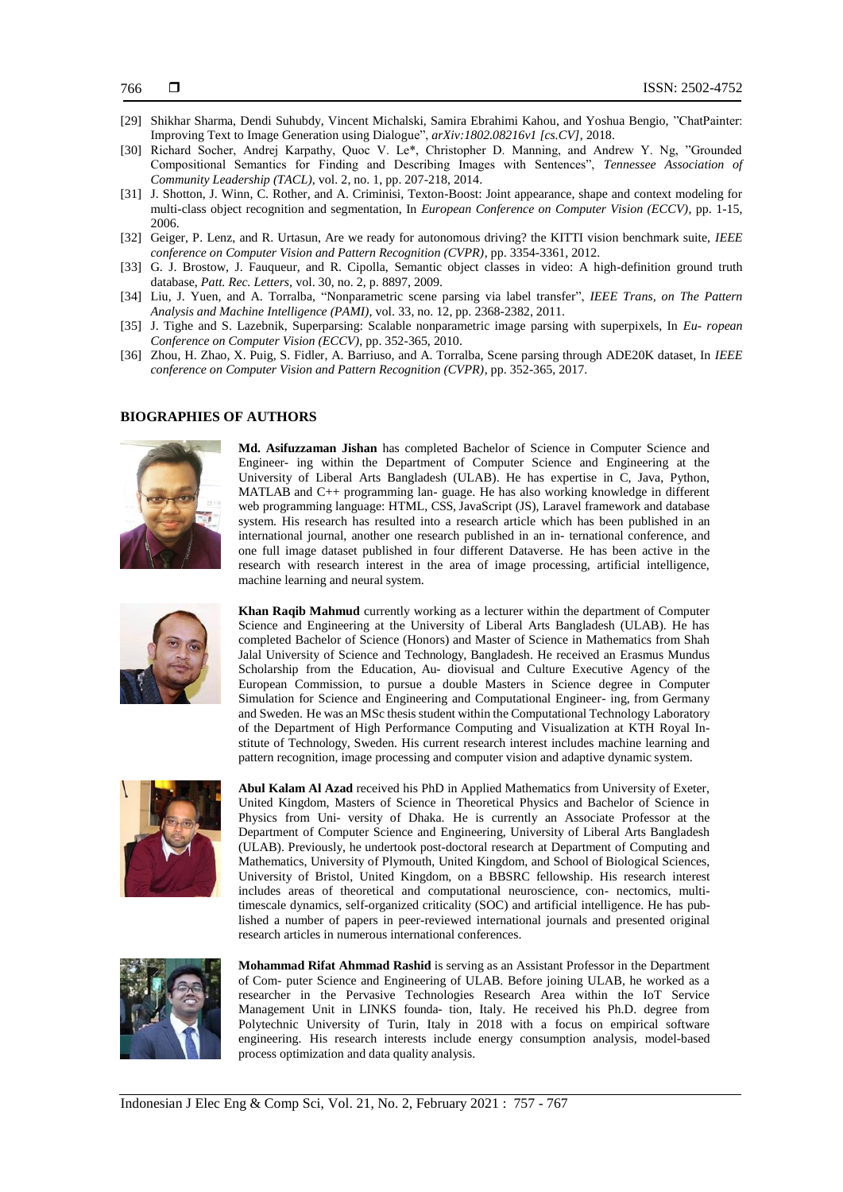[29] Shikhar Sharma, Dendi Suhubdy, Vincent Michalski, Samira Ebrahimi Kahou, and Yoshua Bengio, "ChatPainter: Improving Text to Image Generation using Dialogue", *arXiv:1802.08216v1 [cs.CV]*, 2018.

[30] Richard Socher, Andrej Karpathy, Quoc V. Le*, Christopher D. Manning, and Andrew Y. Ng, "Grounded Compositional Semantics for Finding and Describing Images with Sentences", *Tennessee Association of Community Leadership (TACL)*, vol. 2, no. 1, pp. 207-218, 2014.

[31] J. Shotton, J. Winn, C. Rother, and A. Criminisi, Texton-Boost: Joint appearance, shape and context modeling for multi-class object recognition and segmentation, In *European Conference on Computer Vision (ECCV)*, pp. 1-15, 2006.

[32] Geiger, P. Lenz, and R. Urtasun, Are we ready for autonomous driving? the KITTI vision benchmark suite, *IEEE conference on Computer Vision and Pattern Recognition (CVPR)*, pp. 3354-3361, 2012.

[33] G. J. Brostow, J. Fauqueur, and R. Cipolla, Semantic object classes in video: A high-definition ground truth database, *Patt. Rec. Letters*, vol. 30, no. 2, p. 8897, 2009.

[34] Liu, J. Yuen, and A. Torralba, "Nonparametric scene parsing via label transfer", *IEEE Trans, on The Pattern Analysis and Machine Intelligence (PAMI)*, vol. 33, no. 12, pp. 2368-2382, 2011.

[35] J. Tighe and S. Lazebnik, Superparsing: Scalable nonparametric image parsing with superpixels, In *Eu- ropean Conference on Computer Vision (ECCV)*, pp. 352-365, 2010.

[36] Zhou, H. Zhao, X. Puig, S. Fidler, A. Barriuso, and A. Torralba, Scene parsing through ADE20K dataset, In *IEEE conference on Computer Vision and Pattern Recognition (CVPR)*, pp. 352-365, 2017.

## BIOGRAPHIES OF AUTHORS

**Md. Asifuzzaman Jishan** has completed Bachelor of Science in Computer Science and Engineer- ing within the Department of Computer Science and Engineering at the University of Liberal Arts Bangladesh (ULAB). He has expertise in C, Java, Python, MATLAB and C++ programming lan- guage. He has also working knowledge in different web programming language: HTML, CSS, JavaScript (JS), Laravel framework and database system. His research has resulted into a research article which has been published in an international journal, another one research published in an in- ternational conference, and one full image dataset published in four different Dataverse. He has been active in the research with research interest in the area of image processing, artificial intelligence, machine learning and neural system.

**Khan Raqib Mahmud** currently working as a lecturer within the department of Computer Science and Engineering at the University of Liberal Arts Bangladesh (ULAB). He has completed Bachelor of Science (Honors) and Master of Science in Mathematics from Shah Jalal University of Science and Technology, Bangladesh. He received an Erasmus Mundus Scholarship from the Education, Au- diovisual and Culture Executive Agency of the European Commission, to pursue a double Masters in Science degree in Computer Simulation for Science and Engineering and Computational Engineer- ing, from Germany and Sweden. He was an MSc thesis student within the Computational Technology Laboratory of the Department of High Performance Computing and Visualization at KTH Royal In- stitute of Technology, Sweden. His current research interest includes machine learning and pattern recognition, image processing and computer vision and adaptive dynamic system.

**Abul Kalam Al Azad** received his PhD in Applied Mathematics from University of Exeter, United Kingdom, Masters of Science in Theoretical Physics and Bachelor of Science in Physics from Uni- versity of Dhaka. He is currently an Associate Professor at the Department of Computer Science and Engineering, University of Liberal Arts Bangladesh (ULAB). Previously, he undertook post-doctoral research at Department of Computing and Mathematics, University of Plymouth, United Kingdom, and School of Biological Sciences, University of Bristol, United Kingdom, on a BBSRC fellowship. His research interest includes areas of theoretical and computational neuroscience, con- nectomics, multi-timescale dynamics, self-organized criticality (SOC) and artificial intelligence. He has pub- lished a number of papers in peer-reviewed international journals and presented original research articles in numerous international conferences.

**Mohammad Rifat Ahmmad Rashid** is serving as an Assistant Professor in the Department of Com- puter Science and Engineering of ULAB. Before joining ULAB, he worked as a researcher in the Pervasive Technologies Research Area within the IoT Service Management Unit in LINKS founda- tion, Italy. He received his Ph.D. degree from Polytechnic University of Turin, Italy in 2018 with a focus on empirical software engineering. His research interests include energy consumption analysis, model-based process optimization and data quality analysis.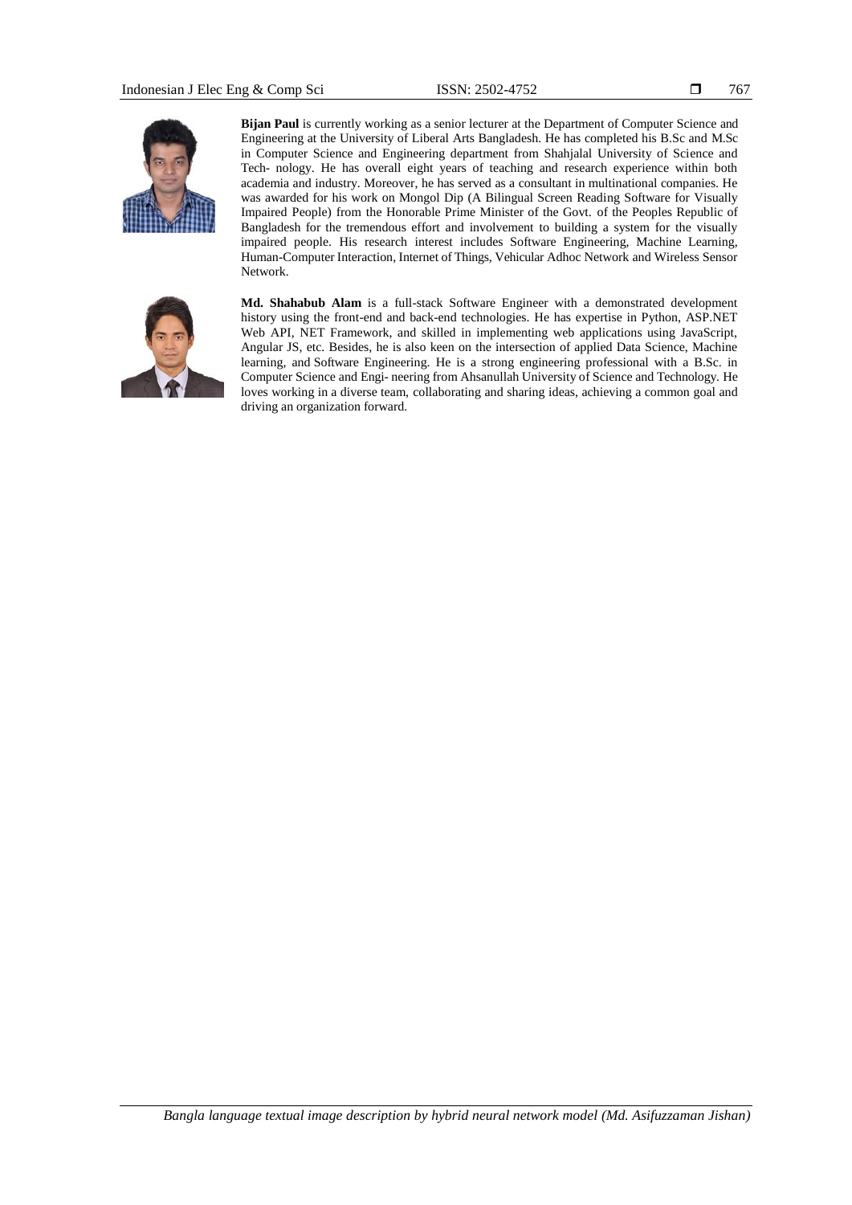**Bijan Paul** is currently working as a senior lecturer at the Department of Computer Science and Engineering at the University of Liberal Arts Bangladesh. He has completed his B.Sc and M.Sc in Computer Science and Engineering department from Shahjalal University of Science and Tech- nology. He has overall eight years of teaching and research experience within both academia and industry. Moreover, he has served as a consultant in multinational companies. He was awarded for his work on Mongol Dip (A Bilingual Screen Reading Software for Visually Impaired People) from the Honorable Prime Minister of the Govt. of the Peoples Republic of Bangladesh for the tremendous effort and involvement to building a system for the visually impaired people. His research interest includes Software Engineering, Machine Learning, Human-Computer Interaction, Internet of Things, Vehicular Adhoc Network and Wireless Sensor Network.

**Md. Shahabub Alam** is a full-stack Software Engineer with a demonstrated development history using the front-end and back-end technologies. He has expertise in Python, ASP.NET Web API, NET Framework, and skilled in implementing web applications using JavaScript, Angular JS, etc. Besides, he is also keen on the intersection of applied Data Science, Machine learning, and Software Engineering. He is a strong engineering professional with a B.Sc. in Computer Science and Engi- neering from Ahsanullah University of Science and Technology. He loves working in a diverse team, collaborating and sharing ideas, achieving a common goal and driving an organization forward.